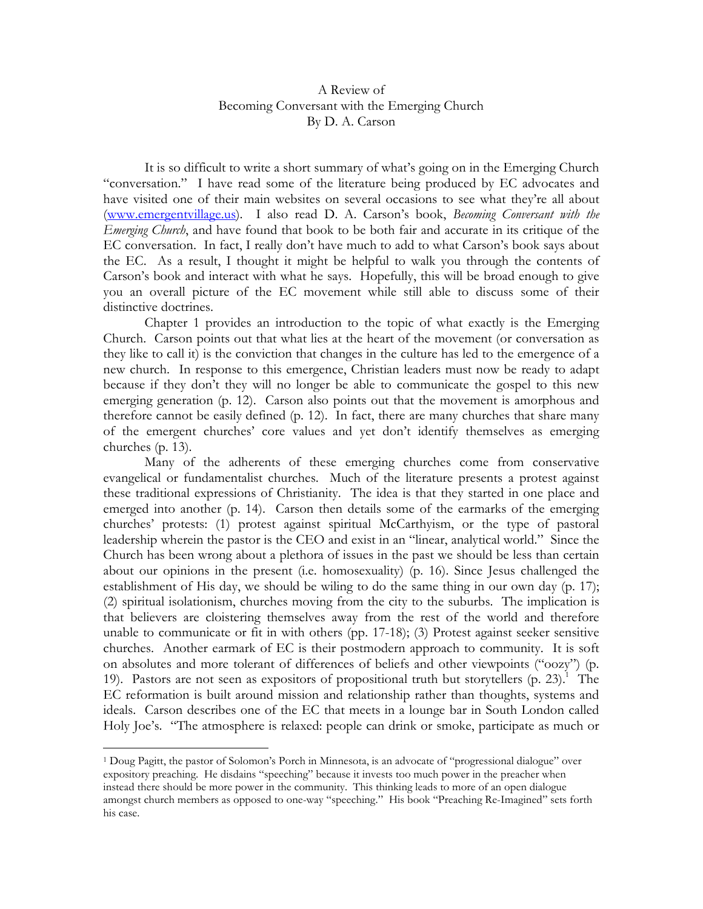A Review of
Becoming Conversant with the Emerging Church
By D. A. Carson

It is so difficult to write a short summary of what's going on in the Emerging Church "conversation." I have read some of the literature being produced by EC advocates and have visited one of their main websites on several occasions to see what they're all about (www.emergentvillage.us). I also read D. A. Carson's book, *Becoming Conversant with the Emerging Church*, and have found that book to be both fair and accurate in its critique of the EC conversation. In fact, I really don't have much to add to what Carson's book says about the EC. As a result, I thought it might be helpful to walk you through the contents of Carson's book and interact with what he says. Hopefully, this will be broad enough to give you an overall picture of the EC movement while still able to discuss some of their distinctive doctrines.

Chapter 1 provides an introduction to the topic of what exactly is the Emerging Church. Carson points out that what lies at the heart of the movement (or conversation as they like to call it) is the conviction that changes in the culture has led to the emergence of a new church. In response to this emergence, Christian leaders must now be ready to adapt because if they don't they will no longer be able to communicate the gospel to this new emerging generation (p. 12). Carson also points out that the movement is amorphous and therefore cannot be easily defined (p. 12). In fact, there are many churches that share many of the emergent churches' core values and yet don't identify themselves as emerging churches (p. 13).

Many of the adherents of these emerging churches come from conservative evangelical or fundamentalist churches. Much of the literature presents a protest against these traditional expressions of Christianity. The idea is that they started in one place and emerged into another (p. 14). Carson then details some of the earmarks of the emerging churches' protests: (1) protest against spiritual McCarthyism, or the type of pastoral leadership wherein the pastor is the CEO and exist in an "linear, analytical world." Since the Church has been wrong about a plethora of issues in the past we should be less than certain about our opinions in the present (i.e. homosexuality) (p. 16). Since Jesus challenged the establishment of His day, we should be wiling to do the same thing in our own day (p. 17); (2) spiritual isolationism, churches moving from the city to the suburbs. The implication is that believers are cloistering themselves away from the rest of the world and therefore unable to communicate or fit in with others (pp. 17-18); (3) Protest against seeker sensitive churches. Another earmark of EC is their postmodern approach to community. It is soft on absolutes and more tolerant of differences of beliefs and other viewpoints ("oozy") (p. 19). Pastors are not seen as expositors of propositional truth but storytellers (p. 23).[1] The EC reformation is built around mission and relationship rather than thoughts, systems and ideals. Carson describes one of the EC that meets in a lounge bar in South London called Holy Joe's. "The atmosphere is relaxed: people can drink or smoke, participate as much or

[1] Doug Pagitt, the pastor of Solomon's Porch in Minnesota, is an advocate of "progressional dialogue" over expository preaching. He disdains "speeching" because it invests too much power in the preacher when instead there should be more power in the community. This thinking leads to more of an open dialogue amongst church members as opposed to one-way "speeching." His book "Preaching Re-Imagined" sets forth his case.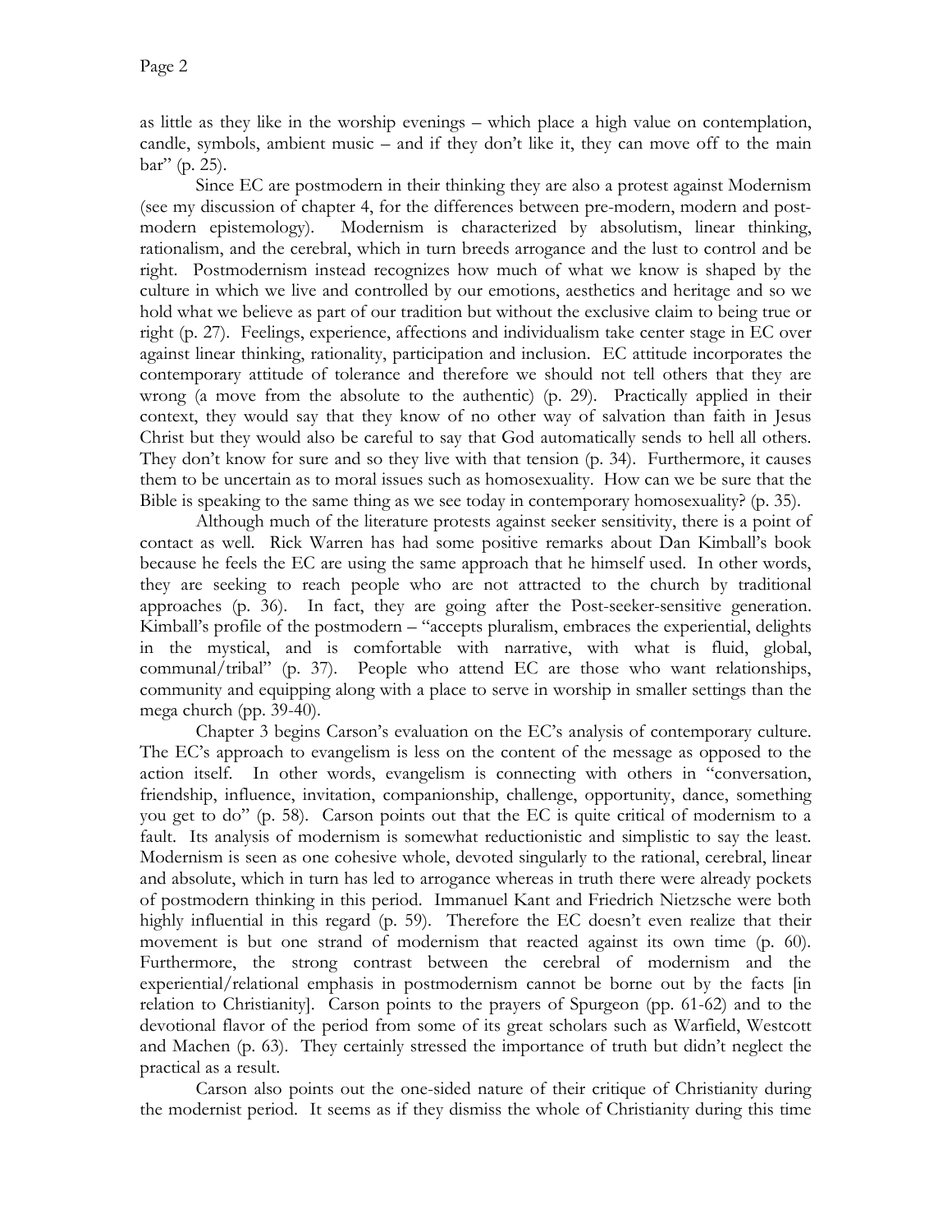as little as they like in the worship evenings – which place a high value on contemplation, candle, symbols, ambient music – and if they don't like it, they can move off to the main bar" (p. 25).

Since EC are postmodern in their thinking they are also a protest against Modernism (see my discussion of chapter 4, for the differences between pre-modern, modern and post-modern epistemology). Modernism is characterized by absolutism, linear thinking, rationalism, and the cerebral, which in turn breeds arrogance and the lust to control and be right. Postmodernism instead recognizes how much of what we know is shaped by the culture in which we live and controlled by our emotions, aesthetics and heritage and so we hold what we believe as part of our tradition but without the exclusive claim to being true or right (p. 27). Feelings, experience, affections and individualism take center stage in EC over against linear thinking, rationality, participation and inclusion. EC attitude incorporates the contemporary attitude of tolerance and therefore we should not tell others that they are wrong (a move from the absolute to the authentic) (p. 29). Practically applied in their context, they would say that they know of no other way of salvation than faith in Jesus Christ but they would also be careful to say that God automatically sends to hell all others. They don't know for sure and so they live with that tension (p. 34). Furthermore, it causes them to be uncertain as to moral issues such as homosexuality. How can we be sure that the Bible is speaking to the same thing as we see today in contemporary homosexuality? (p. 35).

Although much of the literature protests against seeker sensitivity, there is a point of contact as well. Rick Warren has had some positive remarks about Dan Kimball's book because he feels the EC are using the same approach that he himself used. In other words, they are seeking to reach people who are not attracted to the church by traditional approaches (p. 36). In fact, they are going after the Post-seeker-sensitive generation. Kimball's profile of the postmodern – "accepts pluralism, embraces the experiential, delights in the mystical, and is comfortable with narrative, with what is fluid, global, communal/tribal" (p. 37). People who attend EC are those who want relationships, community and equipping along with a place to serve in worship in smaller settings than the mega church (pp. 39-40).

Chapter 3 begins Carson's evaluation on the EC's analysis of contemporary culture. The EC's approach to evangelism is less on the content of the message as opposed to the action itself. In other words, evangelism is connecting with others in "conversation, friendship, influence, invitation, companionship, challenge, opportunity, dance, something you get to do" (p. 58). Carson points out that the EC is quite critical of modernism to a fault. Its analysis of modernism is somewhat reductionistic and simplistic to say the least. Modernism is seen as one cohesive whole, devoted singularly to the rational, cerebral, linear and absolute, which in turn has led to arrogance whereas in truth there were already pockets of postmodern thinking in this period. Immanuel Kant and Friedrich Nietzsche were both highly influential in this regard (p. 59). Therefore the EC doesn't even realize that their movement is but one strand of modernism that reacted against its own time (p. 60). Furthermore, the strong contrast between the cerebral of modernism and the experiential/relational emphasis in postmodernism cannot be borne out by the facts [in relation to Christianity]. Carson points to the prayers of Spurgeon (pp. 61-62) and to the devotional flavor of the period from some of its great scholars such as Warfield, Westcott and Machen (p. 63). They certainly stressed the importance of truth but didn't neglect the practical as a result.

Carson also points out the one-sided nature of their critique of Christianity during the modernist period. It seems as if they dismiss the whole of Christianity during this time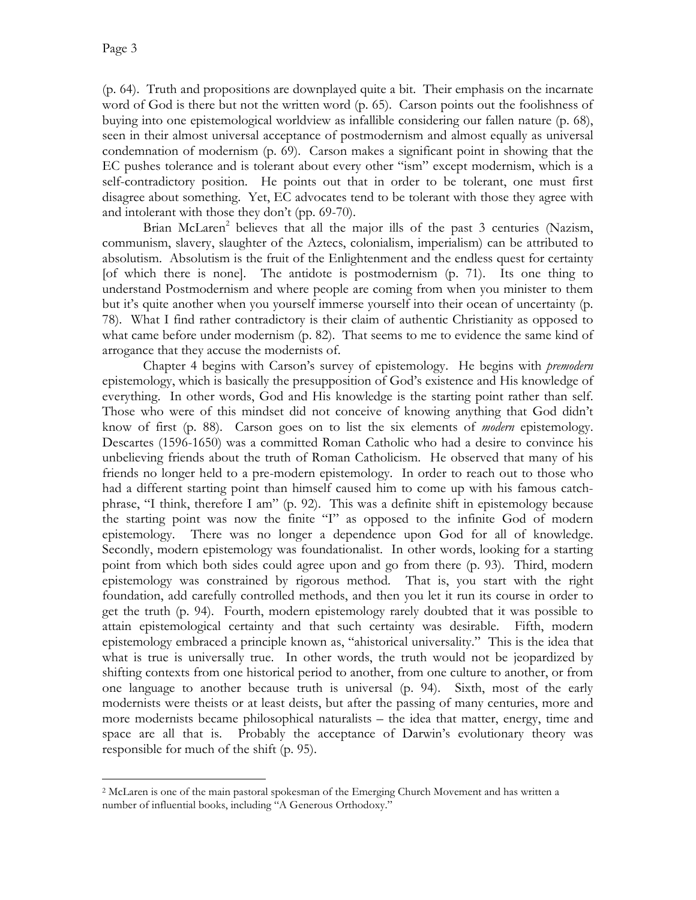(p. 64). Truth and propositions are downplayed quite a bit. Their emphasis on the incarnate word of God is there but not the written word (p. 65). Carson points out the foolishness of buying into one epistemological worldview as infallible considering our fallen nature (p. 68), seen in their almost universal acceptance of postmodernism and almost equally as universal condemnation of modernism (p. 69). Carson makes a significant point in showing that the EC pushes tolerance and is tolerant about every other "ism" except modernism, which is a self-contradictory position. He points out that in order to be tolerant, one must first disagree about something. Yet, EC advocates tend to be tolerant with those they agree with and intolerant with those they don't (pp. 69-70).

Brian McLaren[2] believes that all the major ills of the past 3 centuries (Nazism, communism, slavery, slaughter of the Aztecs, colonialism, imperialism) can be attributed to absolutism. Absolutism is the fruit of the Enlightenment and the endless quest for certainty [of which there is none]. The antidote is postmodernism (p. 71). Its one thing to understand Postmodernism and where people are coming from when you minister to them but it's quite another when you yourself immerse yourself into their ocean of uncertainty (p. 78). What I find rather contradictory is their claim of authentic Christianity as opposed to what came before under modernism (p. 82). That seems to me to evidence the same kind of arrogance that they accuse the modernists of.

Chapter 4 begins with Carson's survey of epistemology. He begins with *premodern* epistemology, which is basically the presupposition of God's existence and His knowledge of everything. In other words, God and His knowledge is the starting point rather than self. Those who were of this mindset did not conceive of knowing anything that God didn't know of first (p. 88). Carson goes on to list the six elements of *modern* epistemology. Descartes (1596-1650) was a committed Roman Catholic who had a desire to convince his unbelieving friends about the truth of Roman Catholicism. He observed that many of his friends no longer held to a pre-modern epistemology. In order to reach out to those who had a different starting point than himself caused him to come up with his famous catch-phrase, "I think, therefore I am" (p. 92). This was a definite shift in epistemology because the starting point was now the finite "I" as opposed to the infinite God of modern epistemology. There was no longer a dependence upon God for all of knowledge. Secondly, modern epistemology was foundationalist. In other words, looking for a starting point from which both sides could agree upon and go from there (p. 93). Third, modern epistemology was constrained by rigorous method. That is, you start with the right foundation, add carefully controlled methods, and then you let it run its course in order to get the truth (p. 94). Fourth, modern epistemology rarely doubted that it was possible to attain epistemological certainty and that such certainty was desirable. Fifth, modern epistemology embraced a principle known as, "ahistorical universality." This is the idea that what is true is universally true. In other words, the truth would not be jeopardized by shifting contexts from one historical period to another, from one culture to another, or from one language to another because truth is universal (p. 94). Sixth, most of the early modernists were theists or at least deists, but after the passing of many centuries, more and more modernists became philosophical naturalists – the idea that matter, energy, time and space are all that is. Probably the acceptance of Darwin's evolutionary theory was responsible for much of the shift (p. 95).

---

[2] McLaren is one of the main pastoral spokesman of the Emerging Church Movement and has written a number of influential books, including "A Generous Orthodoxy."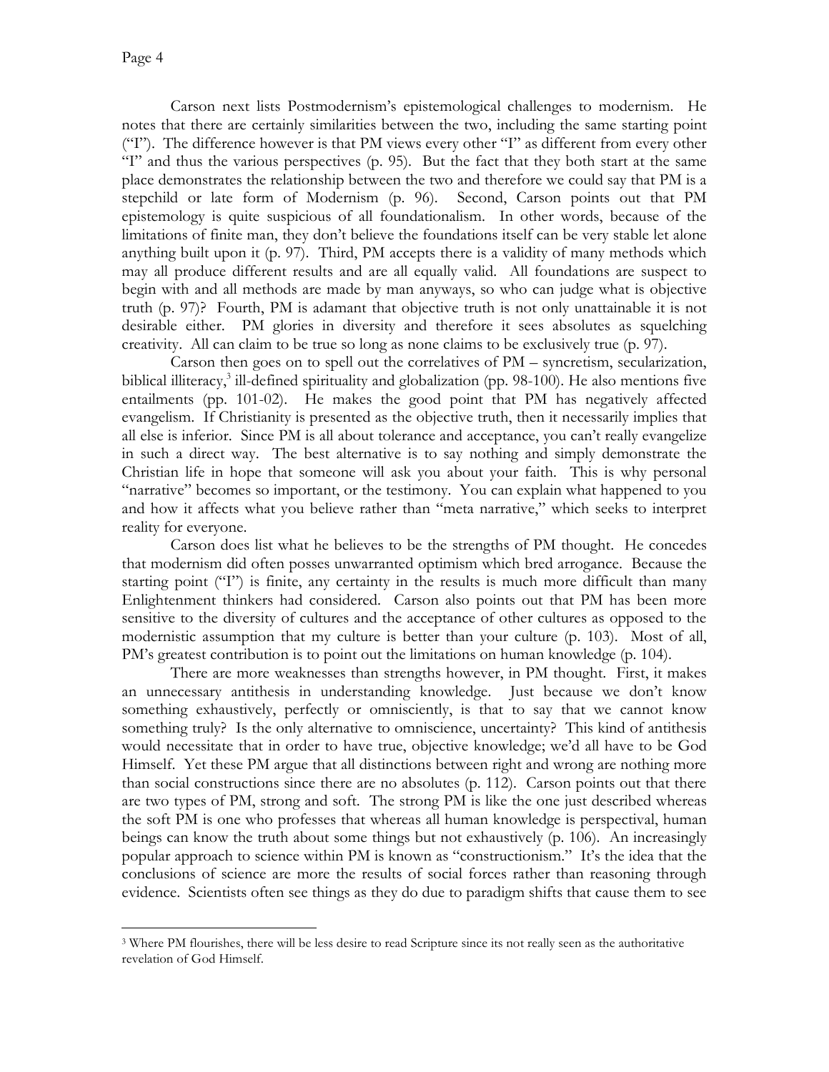Carson next lists Postmodernism's epistemological challenges to modernism. He notes that there are certainly similarities between the two, including the same starting point ("I"). The difference however is that PM views every other "I" as different from every other "I" and thus the various perspectives (p. 95). But the fact that they both start at the same place demonstrates the relationship between the two and therefore we could say that PM is a stepchild or late form of Modernism (p. 96). Second, Carson points out that PM epistemology is quite suspicious of all foundationalism. In other words, because of the limitations of finite man, they don't believe the foundations itself can be very stable let alone anything built upon it (p. 97). Third, PM accepts there is a validity of many methods which may all produce different results and are all equally valid. All foundations are suspect to begin with and all methods are made by man anyways, so who can judge what is objective truth (p. 97)? Fourth, PM is adamant that objective truth is not only unattainable it is not desirable either. PM glories in diversity and therefore it sees absolutes as squelching creativity. All can claim to be true so long as none claims to be exclusively true (p. 97).

Carson then goes on to spell out the correlatives of PM – syncretism, secularization, biblical illiteracy,[3] ill-defined spirituality and globalization (pp. 98-100). He also mentions five entailments (pp. 101-02). He makes the good point that PM has negatively affected evangelism. If Christianity is presented as the objective truth, then it necessarily implies that all else is inferior. Since PM is all about tolerance and acceptance, you can't really evangelize in such a direct way. The best alternative is to say nothing and simply demonstrate the Christian life in hope that someone will ask you about your faith. This is why personal "narrative" becomes so important, or the testimony. You can explain what happened to you and how it affects what you believe rather than "meta narrative," which seeks to interpret reality for everyone.

Carson does list what he believes to be the strengths of PM thought. He concedes that modernism did often posses unwarranted optimism which bred arrogance. Because the starting point ("I") is finite, any certainty in the results is much more difficult than many Enlightenment thinkers had considered. Carson also points out that PM has been more sensitive to the diversity of cultures and the acceptance of other cultures as opposed to the modernistic assumption that my culture is better than your culture (p. 103). Most of all, PM's greatest contribution is to point out the limitations on human knowledge (p. 104).

There are more weaknesses than strengths however, in PM thought. First, it makes an unnecessary antithesis in understanding knowledge. Just because we don't know something exhaustively, perfectly or omnisciently, is that to say that we cannot know something truly? Is the only alternative to omniscience, uncertainty? This kind of antithesis would necessitate that in order to have true, objective knowledge; we'd all have to be God Himself. Yet these PM argue that all distinctions between right and wrong are nothing more than social constructions since there are no absolutes (p. 112). Carson points out that there are two types of PM, strong and soft. The strong PM is like the one just described whereas the soft PM is one who professes that whereas all human knowledge is perspectival, human beings can know the truth about some things but not exhaustively (p. 106). An increasingly popular approach to science within PM is known as "constructionism." It's the idea that the conclusions of science are more the results of social forces rather than reasoning through evidence. Scientists often see things as they do due to paradigm shifts that cause them to see

---

[3] Where PM flourishes, there will be less desire to read Scripture since its not really seen as the authoritative revelation of God Himself.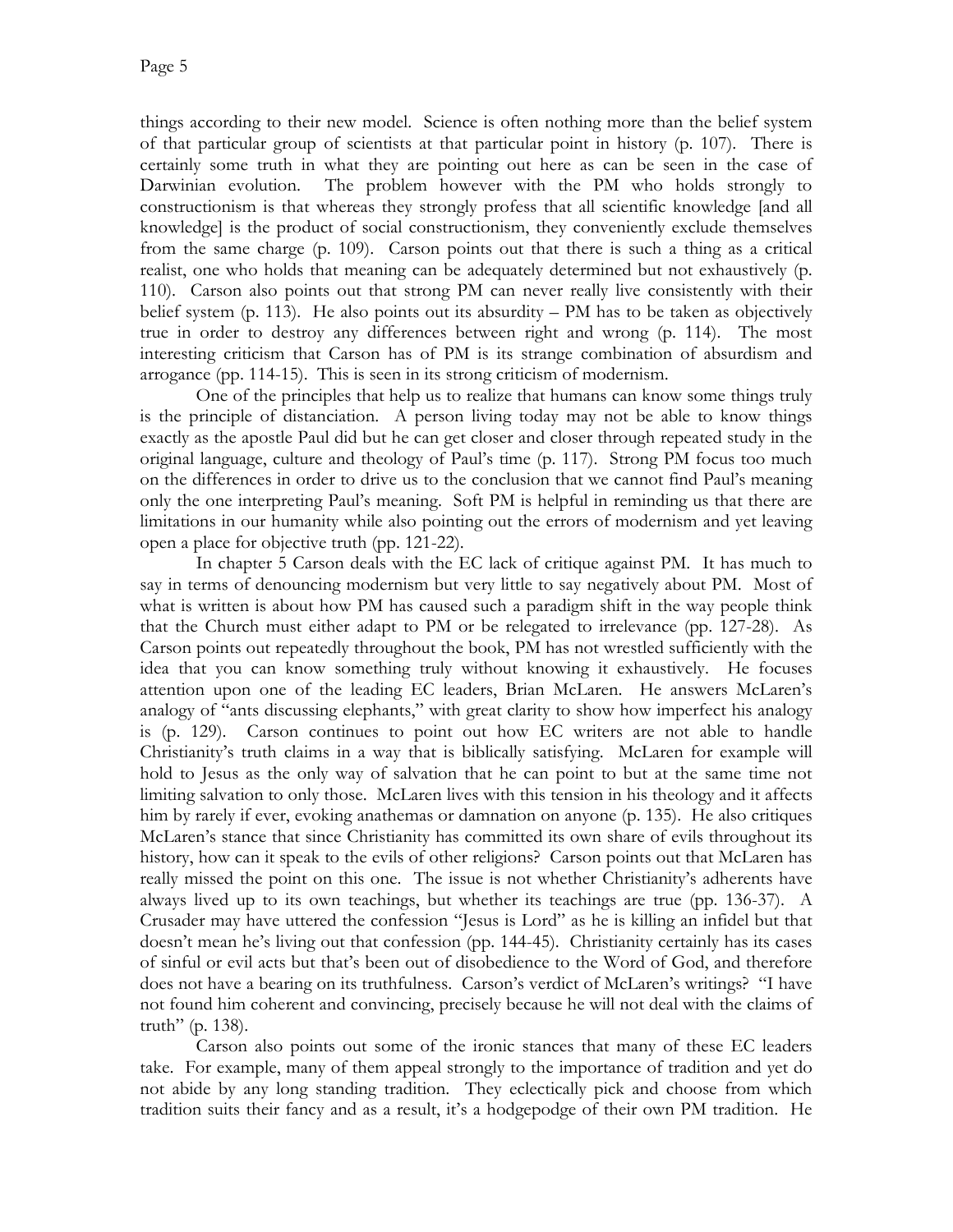things according to their new model. Science is often nothing more than the belief system of that particular group of scientists at that particular point in history (p. 107). There is certainly some truth in what they are pointing out here as can be seen in the case of Darwinian evolution. The problem however with the PM who holds strongly to constructionism is that whereas they strongly profess that all scientific knowledge [and all knowledge] is the product of social constructionism, they conveniently exclude themselves from the same charge (p. 109). Carson points out that there is such a thing as a critical realist, one who holds that meaning can be adequately determined but not exhaustively (p. 110). Carson also points out that strong PM can never really live consistently with their belief system (p. 113). He also points out its absurdity – PM has to be taken as objectively true in order to destroy any differences between right and wrong (p. 114). The most interesting criticism that Carson has of PM is its strange combination of absurdism and arrogance (pp. 114-15). This is seen in its strong criticism of modernism.

One of the principles that help us to realize that humans can know some things truly is the principle of distanciation. A person living today may not be able to know things exactly as the apostle Paul did but he can get closer and closer through repeated study in the original language, culture and theology of Paul's time (p. 117). Strong PM focus too much on the differences in order to drive us to the conclusion that we cannot find Paul's meaning only the one interpreting Paul's meaning. Soft PM is helpful in reminding us that there are limitations in our humanity while also pointing out the errors of modernism and yet leaving open a place for objective truth (pp. 121-22).

In chapter 5 Carson deals with the EC lack of critique against PM. It has much to say in terms of denouncing modernism but very little to say negatively about PM. Most of what is written is about how PM has caused such a paradigm shift in the way people think that the Church must either adapt to PM or be relegated to irrelevance (pp. 127-28). As Carson points out repeatedly throughout the book, PM has not wrestled sufficiently with the idea that you can know something truly without knowing it exhaustively. He focuses attention upon one of the leading EC leaders, Brian McLaren. He answers McLaren's analogy of "ants discussing elephants," with great clarity to show how imperfect his analogy is (p. 129). Carson continues to point out how EC writers are not able to handle Christianity's truth claims in a way that is biblically satisfying. McLaren for example will hold to Jesus as the only way of salvation that he can point to but at the same time not limiting salvation to only those. McLaren lives with this tension in his theology and it affects him by rarely if ever, evoking anathemas or damnation on anyone (p. 135). He also critiques McLaren's stance that since Christianity has committed its own share of evils throughout its history, how can it speak to the evils of other religions? Carson points out that McLaren has really missed the point on this one. The issue is not whether Christianity's adherents have always lived up to its own teachings, but whether its teachings are true (pp. 136-37). A Crusader may have uttered the confession "Jesus is Lord" as he is killing an infidel but that doesn't mean he's living out that confession (pp. 144-45). Christianity certainly has its cases of sinful or evil acts but that's been out of disobedience to the Word of God, and therefore does not have a bearing on its truthfulness. Carson's verdict of McLaren's writings? "I have not found him coherent and convincing, precisely because he will not deal with the claims of truth" (p. 138).

Carson also points out some of the ironic stances that many of these EC leaders take. For example, many of them appeal strongly to the importance of tradition and yet do not abide by any long standing tradition. They eclectically pick and choose from which tradition suits their fancy and as a result, it's a hodgepodge of their own PM tradition. He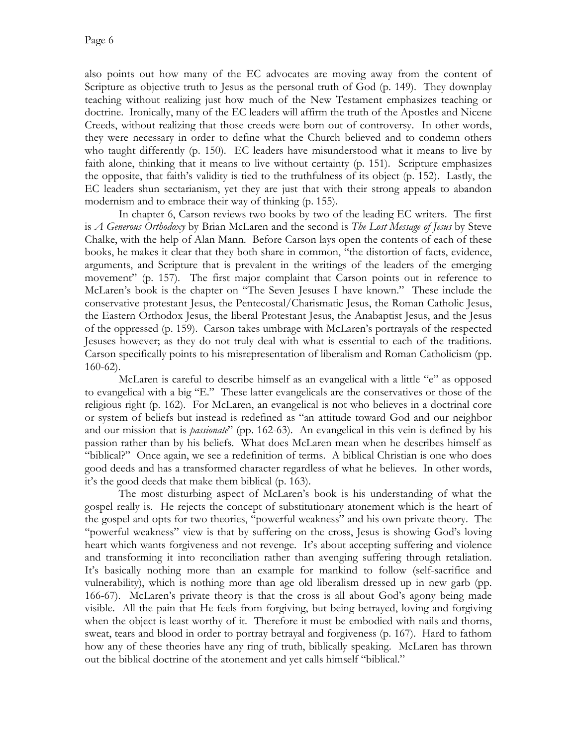also points out how many of the EC advocates are moving away from the content of Scripture as objective truth to Jesus as the personal truth of God (p. 149). They downplay teaching without realizing just how much of the New Testament emphasizes teaching or doctrine. Ironically, many of the EC leaders will affirm the truth of the Apostles and Nicene Creeds, without realizing that those creeds were born out of controversy. In other words, they were necessary in order to define what the Church believed and to condemn others who taught differently (p. 150). EC leaders have misunderstood what it means to live by faith alone, thinking that it means to live without certainty (p. 151). Scripture emphasizes the opposite, that faith's validity is tied to the truthfulness of its object (p. 152). Lastly, the EC leaders shun sectarianism, yet they are just that with their strong appeals to abandon modernism and to embrace their way of thinking (p. 155).

In chapter 6, Carson reviews two books by two of the leading EC writers. The first is *A Generous Orthodoxy* by Brian McLaren and the second is *The Lost Message of Jesus* by Steve Chalke, with the help of Alan Mann. Before Carson lays open the contents of each of these books, he makes it clear that they both share in common, "the distortion of facts, evidence, arguments, and Scripture that is prevalent in the writings of the leaders of the emerging movement" (p. 157). The first major complaint that Carson points out in reference to McLaren's book is the chapter on "The Seven Jesuses I have known." These include the conservative protestant Jesus, the Pentecostal/Charismatic Jesus, the Roman Catholic Jesus, the Eastern Orthodox Jesus, the liberal Protestant Jesus, the Anabaptist Jesus, and the Jesus of the oppressed (p. 159). Carson takes umbrage with McLaren's portrayals of the respected Jesuses however; as they do not truly deal with what is essential to each of the traditions. Carson specifically points to his misrepresentation of liberalism and Roman Catholicism (pp. 160-62).

McLaren is careful to describe himself as an evangelical with a little "e" as opposed to evangelical with a big "E." These latter evangelicals are the conservatives or those of the religious right (p. 162). For McLaren, an evangelical is not who believes in a doctrinal core or system of beliefs but instead is redefined as "an attitude toward God and our neighbor and our mission that is *passionate*" (pp. 162-63). An evangelical in this vein is defined by his passion rather than by his beliefs. What does McLaren mean when he describes himself as "biblical?" Once again, we see a redefinition of terms. A biblical Christian is one who does good deeds and has a transformed character regardless of what he believes. In other words, it's the good deeds that make them biblical (p. 163).

The most disturbing aspect of McLaren's book is his understanding of what the gospel really is. He rejects the concept of substitutionary atonement which is the heart of the gospel and opts for two theories, "powerful weakness" and his own private theory. The "powerful weakness" view is that by suffering on the cross, Jesus is showing God's loving heart which wants forgiveness and not revenge. It's about accepting suffering and violence and transforming it into reconciliation rather than avenging suffering through retaliation. It's basically nothing more than an example for mankind to follow (self-sacrifice and vulnerability), which is nothing more than age old liberalism dressed up in new garb (pp. 166-67). McLaren's private theory is that the cross is all about God's agony being made visible. All the pain that He feels from forgiving, but being betrayed, loving and forgiving when the object is least worthy of it. Therefore it must be embodied with nails and thorns, sweat, tears and blood in order to portray betrayal and forgiveness (p. 167). Hard to fathom how any of these theories have any ring of truth, biblically speaking. McLaren has thrown out the biblical doctrine of the atonement and yet calls himself "biblical."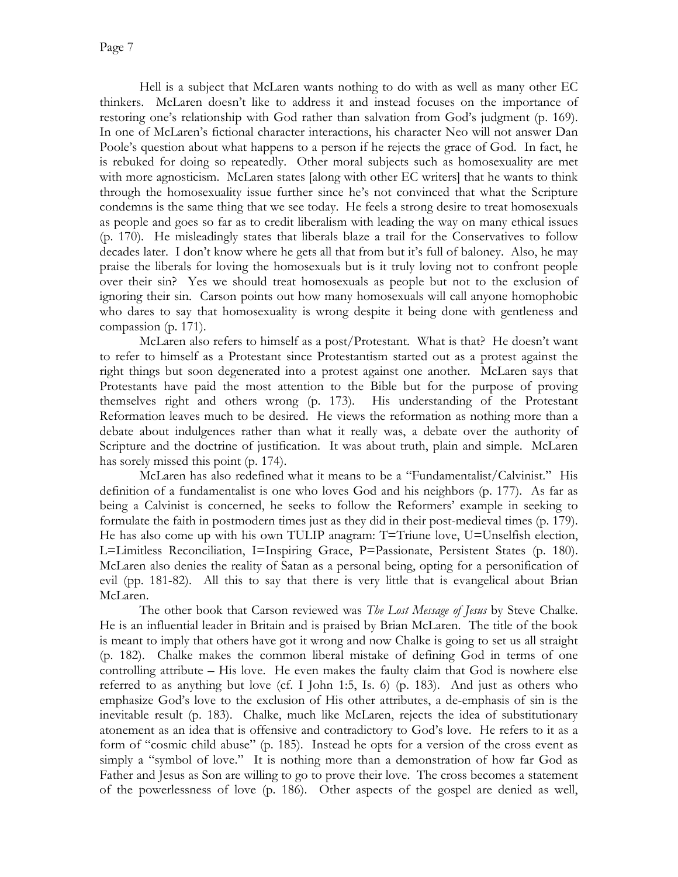Hell is a subject that McLaren wants nothing to do with as well as many other EC thinkers. McLaren doesn't like to address it and instead focuses on the importance of restoring one's relationship with God rather than salvation from God's judgment (p. 169). In one of McLaren's fictional character interactions, his character Neo will not answer Dan Poole's question about what happens to a person if he rejects the grace of God. In fact, he is rebuked for doing so repeatedly. Other moral subjects such as homosexuality are met with more agnosticism. McLaren states [along with other EC writers] that he wants to think through the homosexuality issue further since he's not convinced that what the Scripture condemns is the same thing that we see today. He feels a strong desire to treat homosexuals as people and goes so far as to credit liberalism with leading the way on many ethical issues (p. 170). He misleadingly states that liberals blaze a trail for the Conservatives to follow decades later. I don't know where he gets all that from but it's full of baloney. Also, he may praise the liberals for loving the homosexuals but is it truly loving not to confront people over their sin? Yes we should treat homosexuals as people but not to the exclusion of ignoring their sin. Carson points out how many homosexuals will call anyone homophobic who dares to say that homosexuality is wrong despite it being done with gentleness and compassion (p. 171).

McLaren also refers to himself as a post/Protestant. What is that? He doesn't want to refer to himself as a Protestant since Protestantism started out as a protest against the right things but soon degenerated into a protest against one another. McLaren says that Protestants have paid the most attention to the Bible but for the purpose of proving themselves right and others wrong (p. 173). His understanding of the Protestant Reformation leaves much to be desired. He views the reformation as nothing more than a debate about indulgences rather than what it really was, a debate over the authority of Scripture and the doctrine of justification. It was about truth, plain and simple. McLaren has sorely missed this point (p. 174).

McLaren has also redefined what it means to be a "Fundamentalist/Calvinist." His definition of a fundamentalist is one who loves God and his neighbors (p. 177). As far as being a Calvinist is concerned, he seeks to follow the Reformers' example in seeking to formulate the faith in postmodern times just as they did in their post-medieval times (p. 179). He has also come up with his own TULIP anagram: T=Triune love, U=Unselfish election, L=Limitless Reconciliation, I=Inspiring Grace, P=Passionate, Persistent States (p. 180). McLaren also denies the reality of Satan as a personal being, opting for a personification of evil (pp. 181-82). All this to say that there is very little that is evangelical about Brian McLaren.

The other book that Carson reviewed was *The Lost Message of Jesus* by Steve Chalke. He is an influential leader in Britain and is praised by Brian McLaren. The title of the book is meant to imply that others have got it wrong and now Chalke is going to set us all straight (p. 182). Chalke makes the common liberal mistake of defining God in terms of one controlling attribute – His love. He even makes the faulty claim that God is nowhere else referred to as anything but love (cf. I John 1:5, Is. 6) (p. 183). And just as others who emphasize God's love to the exclusion of His other attributes, a de-emphasis of sin is the inevitable result (p. 183). Chalke, much like McLaren, rejects the idea of substitutionary atonement as an idea that is offensive and contradictory to God's love. He refers to it as a form of "cosmic child abuse" (p. 185). Instead he opts for a version of the cross event as simply a "symbol of love." It is nothing more than a demonstration of how far God as Father and Jesus as Son are willing to go to prove their love. The cross becomes a statement of the powerlessness of love (p. 186). Other aspects of the gospel are denied as well,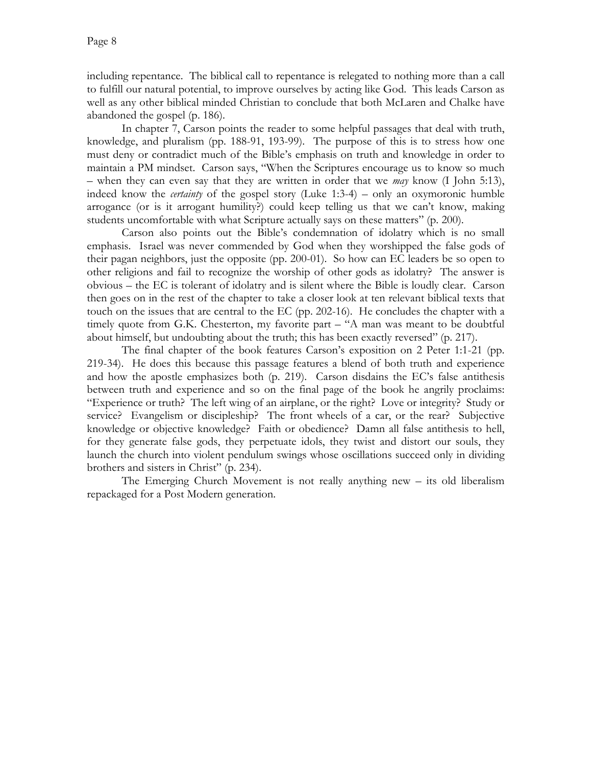including repentance. The biblical call to repentance is relegated to nothing more than a call to fulfill our natural potential, to improve ourselves by acting like God. This leads Carson as well as any other biblical minded Christian to conclude that both McLaren and Chalke have abandoned the gospel (p. 186).

In chapter 7, Carson points the reader to some helpful passages that deal with truth, knowledge, and pluralism (pp. 188-91, 193-99). The purpose of this is to stress how one must deny or contradict much of the Bible's emphasis on truth and knowledge in order to maintain a PM mindset. Carson says, "When the Scriptures encourage us to know so much – when they can even say that they are written in order that we *may* know (I John 5:13), indeed know the *certainty* of the gospel story (Luke 1:3-4) – only an oxymoronic humble arrogance (or is it arrogant humility?) could keep telling us that we can't know, making students uncomfortable with what Scripture actually says on these matters" (p. 200).

Carson also points out the Bible's condemnation of idolatry which is no small emphasis. Israel was never commended by God when they worshipped the false gods of their pagan neighbors, just the opposite (pp. 200-01). So how can EC leaders be so open to other religions and fail to recognize the worship of other gods as idolatry? The answer is obvious – the EC is tolerant of idolatry and is silent where the Bible is loudly clear. Carson then goes on in the rest of the chapter to take a closer look at ten relevant biblical texts that touch on the issues that are central to the EC (pp. 202-16). He concludes the chapter with a timely quote from G.K. Chesterton, my favorite part – "A man was meant to be doubtful about himself, but undoubting about the truth; this has been exactly reversed" (p. 217).

The final chapter of the book features Carson's exposition on 2 Peter 1:1-21 (pp. 219-34). He does this because this passage features a blend of both truth and experience and how the apostle emphasizes both (p. 219). Carson disdains the EC's false antithesis between truth and experience and so on the final page of the book he angrily proclaims: "Experience or truth? The left wing of an airplane, or the right? Love or integrity? Study or service? Evangelism or discipleship? The front wheels of a car, or the rear? Subjective knowledge or objective knowledge? Faith or obedience? Damn all false antithesis to hell, for they generate false gods, they perpetuate idols, they twist and distort our souls, they launch the church into violent pendulum swings whose oscillations succeed only in dividing brothers and sisters in Christ" (p. 234).

The Emerging Church Movement is not really anything new – its old liberalism repackaged for a Post Modern generation.